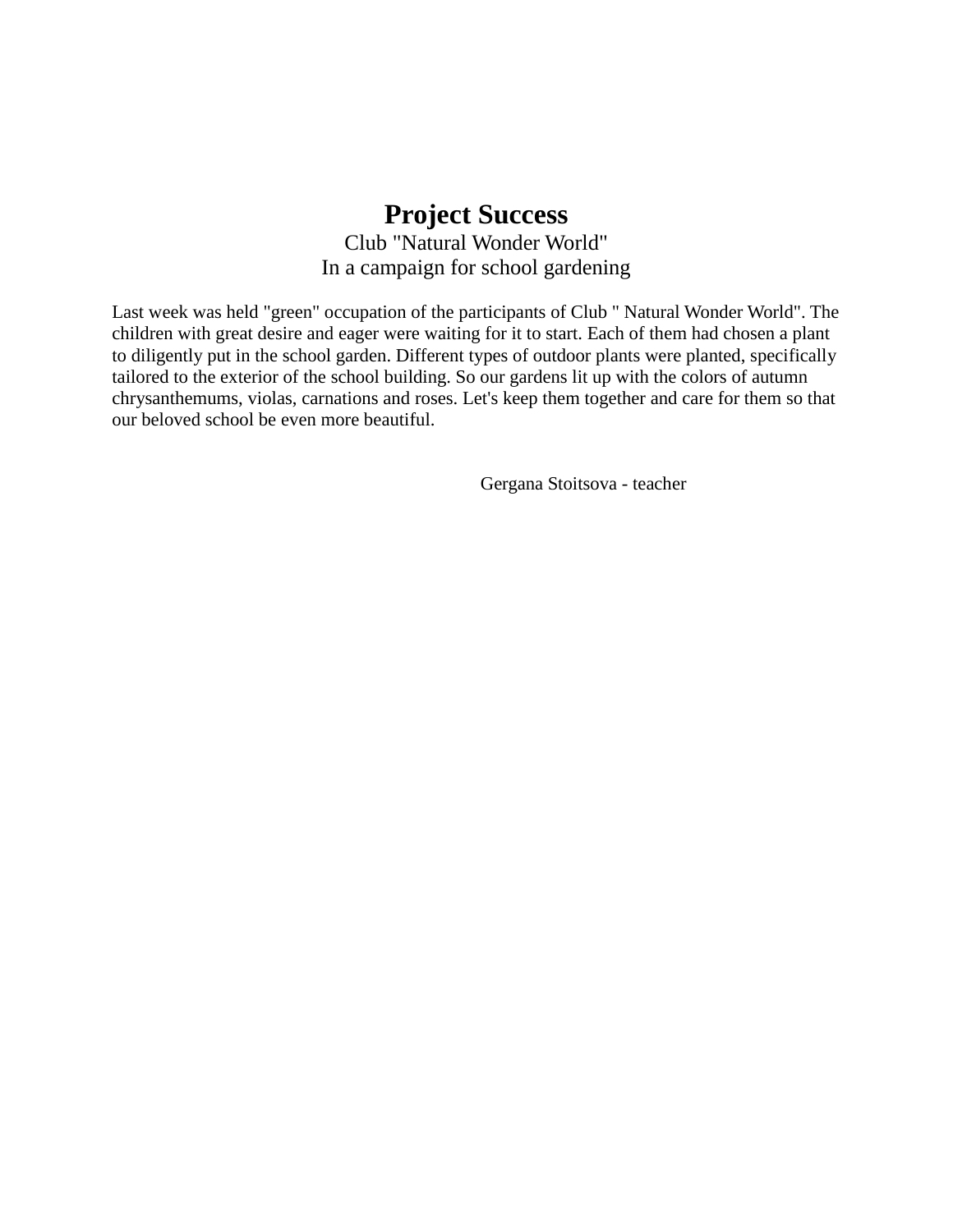# Project Success

Club "Natural Wonder World"

In a campaign for school gardening

Last week was held "green" occupation of the participants of Club " Natural Wonder World". The children with great desire and eager were waiting for it to start. Each of them had chosen a plant to diligently put in the school garden. Different types of outdoor plants were planted, specifically tailored to the exterior of the school building. So our gardens lit up with the colors of autumn chrysanthemums, violas, carnations and roses. Let's keep them together and care for them so that our beloved school be even more beautiful.

Gergana Stoitsova - teacher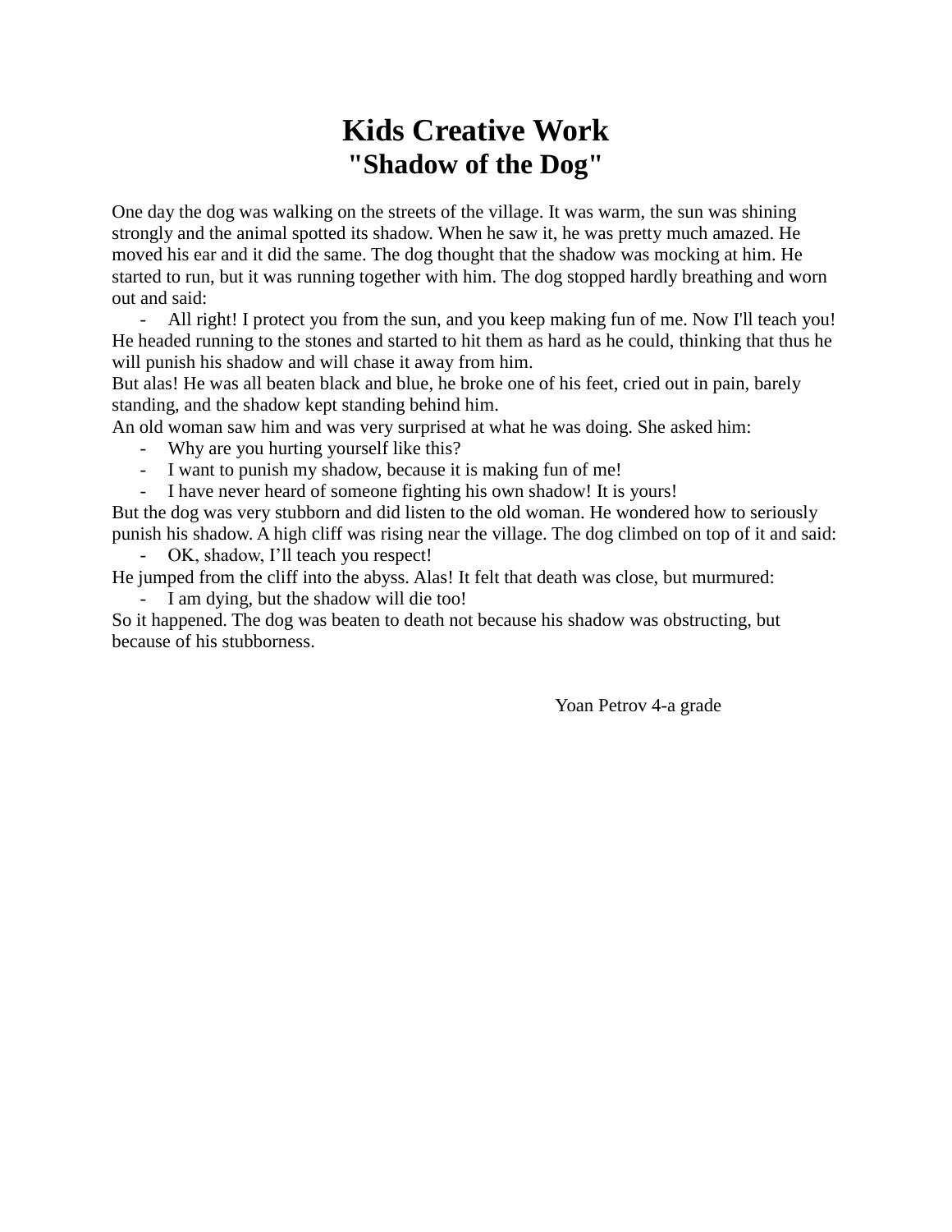# Kids Creative Work

## "Shadow of the Dog"

One day the dog was walking on the streets of the village. It was warm, the sun was shining strongly and the animal spotted its shadow. When he saw it, he was pretty much amazed. He moved his ear and it did the same. The dog thought that the shadow was mocking at him. He started to run, but it was running together with him. The dog stopped hardly breathing and worn out and said:

- All right! I protect you from the sun, and you keep making fun of me. Now I'll teach you!

He headed running to the stones and started to hit them as hard as he could, thinking that thus he will punish his shadow and will chase it away from him.

But alas! He was all beaten black and blue, he broke one of his feet, cried out in pain, barely standing, and the shadow kept standing behind him.

An old woman saw him and was very surprised at what he was doing. She asked him:

- Why are you hurting yourself like this?
- I want to punish my shadow, because it is making fun of me!
- I have never heard of someone fighting his own shadow! It is yours!

But the dog was very stubborn and did listen to the old woman. He wondered how to seriously punish his shadow. A high cliff was rising near the village. The dog climbed on top of it and said:

- OK, shadow, I'll teach you respect!

He jumped from the cliff into the abyss. Alas! It felt that death was close, but murmured:

- I am dying, but the shadow will die too!

So it happened. The dog was beaten to death not because his shadow was obstructing, but because of his stubborness.

Yoan Petrov 4-a grade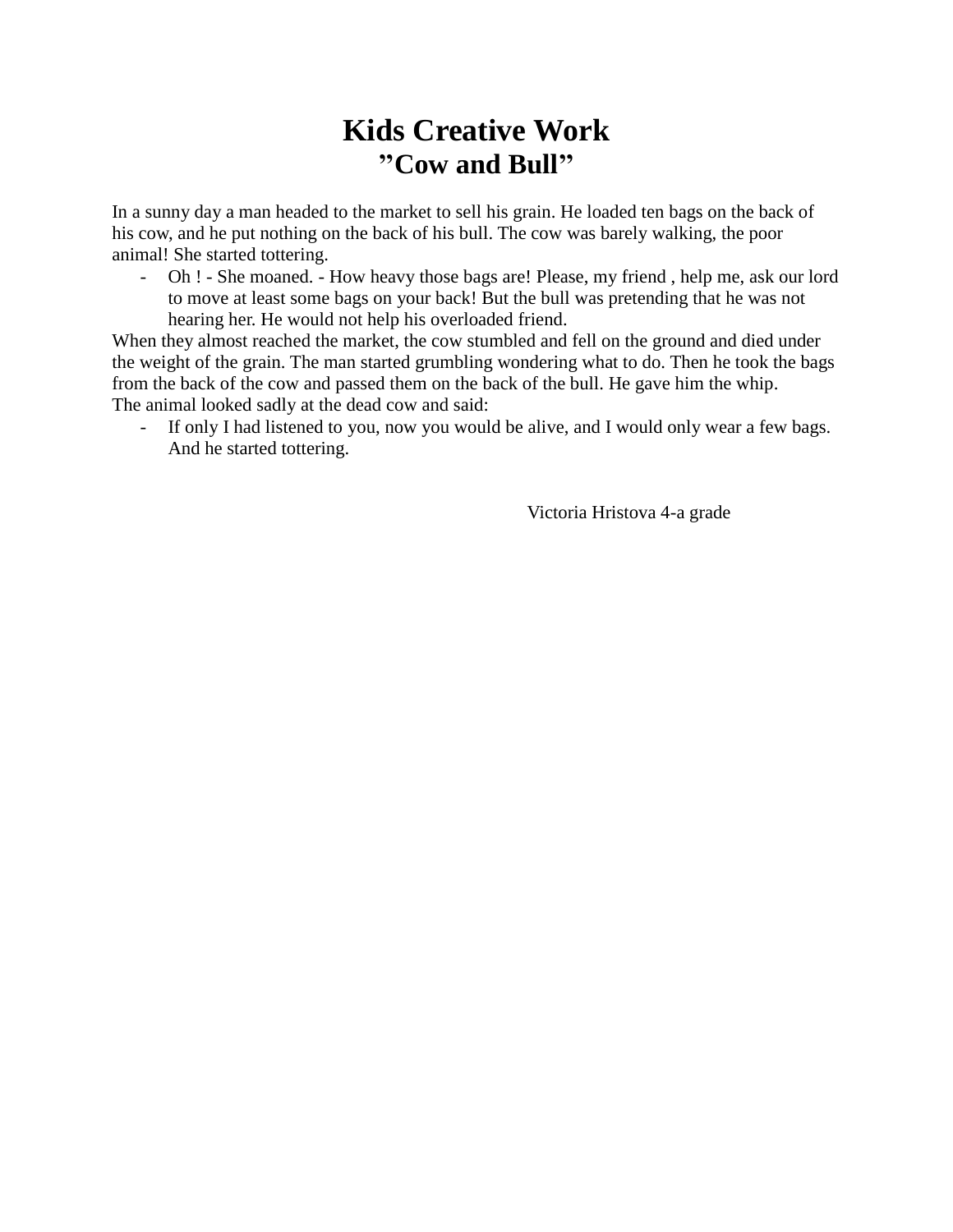# Kids Creative Work

## ”Cow and Bull”

In a sunny day a man headed to the market to sell his grain. He loaded ten bags on the back of his cow, and he put nothing on the back of his bull. The cow was barely walking, the poor animal! She started tottering.

- Oh ! - She moaned. - How heavy those bags are! Please, my friend , help me, ask our lord to move at least some bags on your back! But the bull was pretending that he was not hearing her. He would not help his overloaded friend.

When they almost reached the market, the cow stumbled and fell on the ground and died under the weight of the grain. The man started grumbling wondering what to do. Then he took the bags from the back of the cow and passed them on the back of the bull. He gave him the whip.
The animal looked sadly at the dead cow and said:

- If only I had listened to you, now you would be alive, and I would only wear a few bags. And he started tottering.

Victoria Hristova 4-a grade